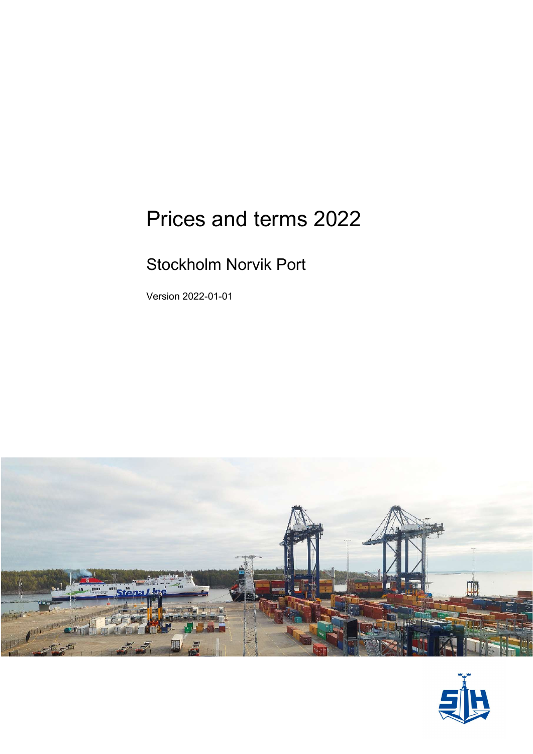# Prices and terms 2022

## Stockholm Norvik Port

Version 2022-01-01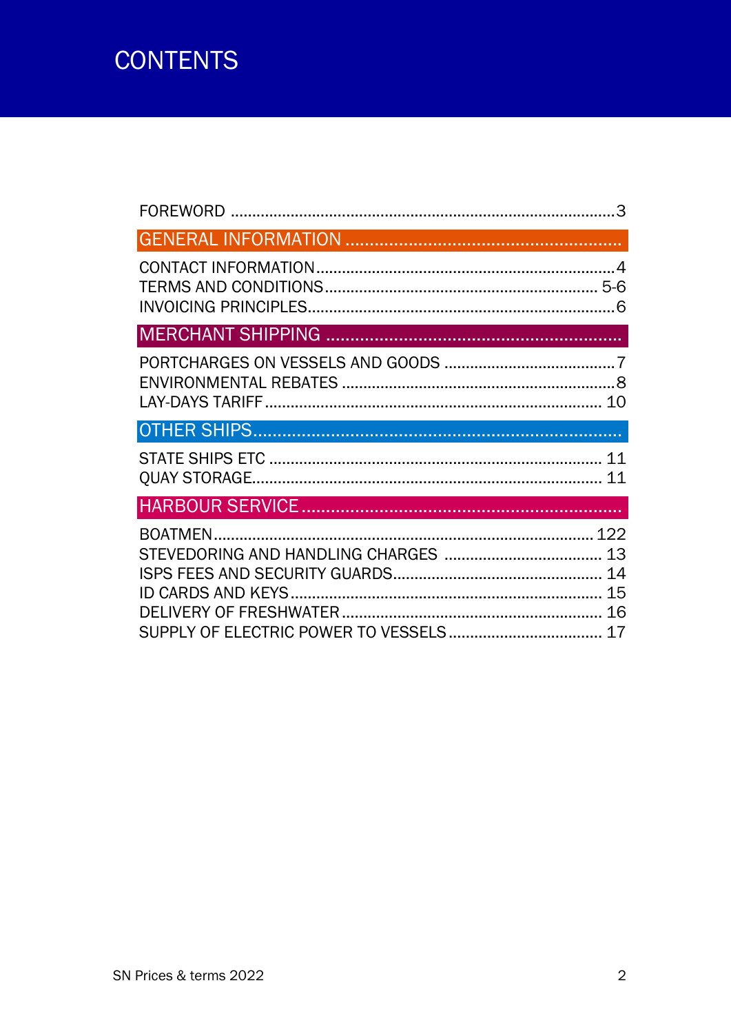# CONTENTS

FOREWORD ........................................................................................3

**GENERAL INFORMATION** .......................................................

CONTACT INFORMATION.....................................................................4
TERMS AND CONDITIONS................................................................ 5-6
INVOICING PRINCIPLES.......................................................................6

**MERCHANT SHIPPING** ............................................................

PORTCHARGES ON VESSELS AND GOODS ........................................7
ENVIRONMENTAL REBATES ................................................................8
LAY-DAYS TARIFF .............................................................................. 10

**OTHER SHIPS**.........................................................................

STATE SHIPS ETC ............................................................................. 11
QUAY STORAGE................................................................................. 11

**HARBOUR SERVICE**.................................................................

BOATMEN........................................................................................ 122
STEVEDORING AND HANDLING CHARGES ..................................... 13
ISPS FEES AND SECURITY GUARDS................................................. 14
ID CARDS AND KEYS........................................................................ 15
DELIVERY OF FRESHWATER............................................................. 16
SUPPLY OF ELECTRIC POWER TO VESSELS.................................... 17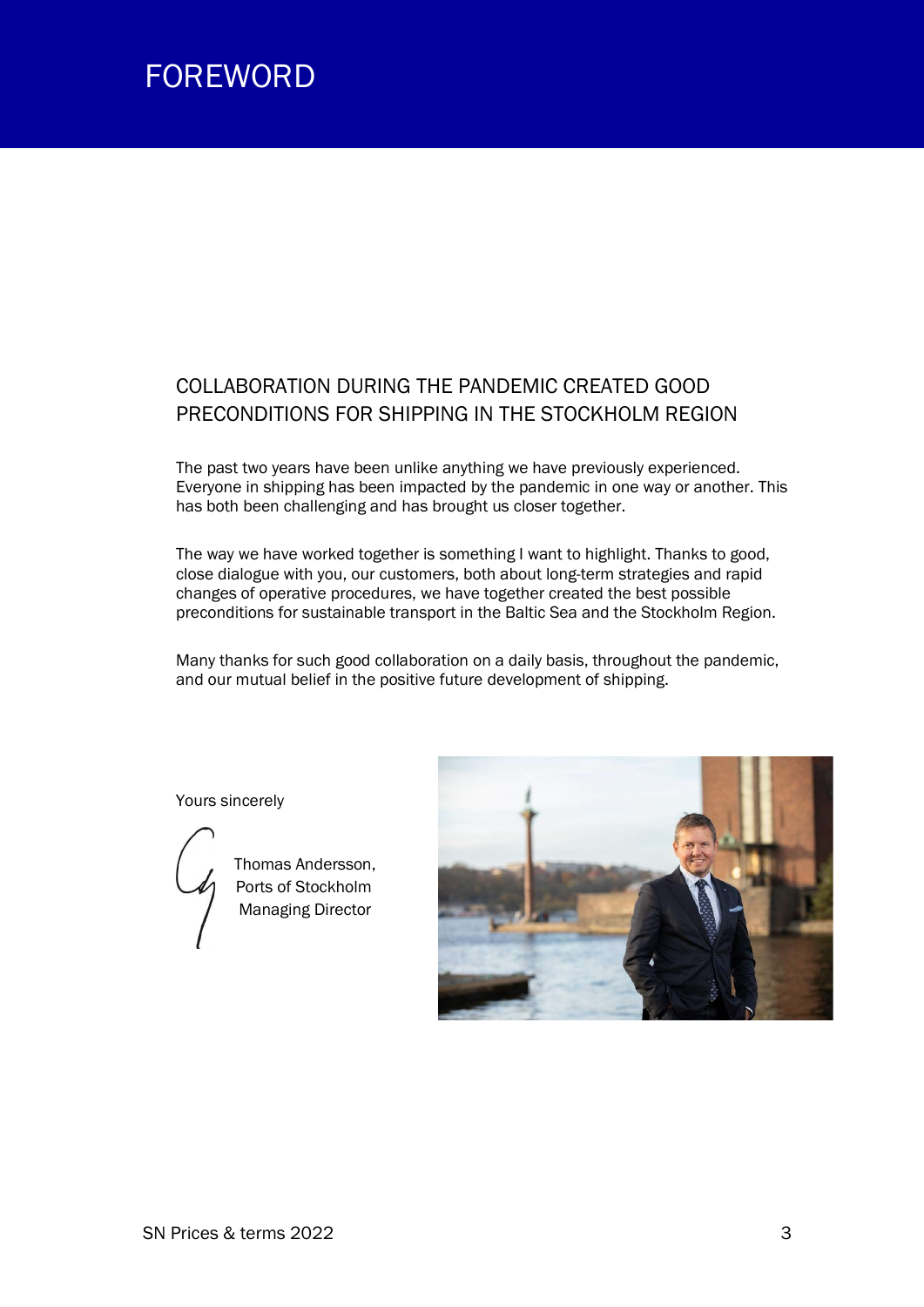# FOREWORD

## COLLABORATION DURING THE PANDEMIC CREATED GOOD PRECONDITIONS FOR SHIPPING IN THE STOCKHOLM REGION

The past two years have been unlike anything we have previously experienced. Everyone in shipping has been impacted by the pandemic in one way or another. This has both been challenging and has brought us closer together.

The way we have worked together is something I want to highlight. Thanks to good, close dialogue with you, our customers, both about long-term strategies and rapid changes of operative procedures, we have together created the best possible preconditions for sustainable transport in the Baltic Sea and the Stockholm Region.

Many thanks for such good collaboration on a daily basis, throughout the pandemic, and our mutual belief in the positive future development of shipping.

Yours sincerely

Thomas Andersson,
Ports of Stockholm
Managing Director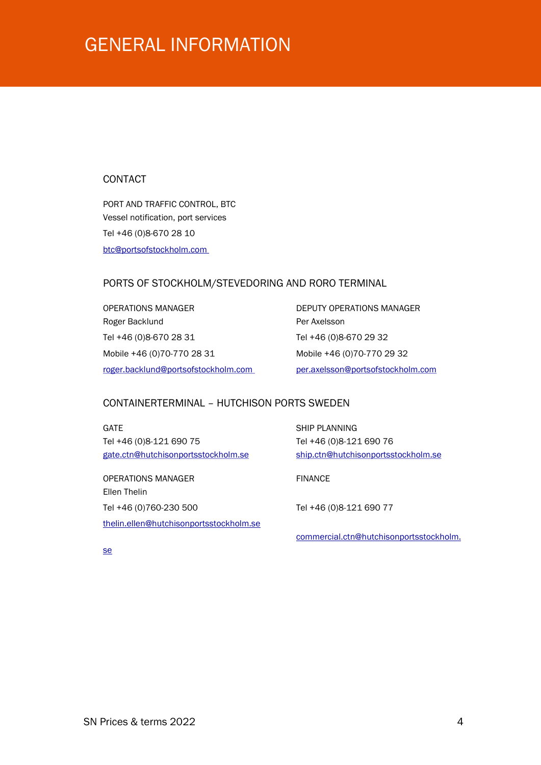# GENERAL INFORMATION

## CONTACT

PORT AND TRAFFIC CONTROL, BTC
Vessel notification, port services
Tel +46 (0)8-670 28 10
btc@portsofstockholm.com

## PORTS OF STOCKHOLM/STEVEDORING AND RORO TERMINAL

OPERATIONS MANAGER
Roger Backlund
Tel +46 (0)8-670 28 31
Mobile +46 (0)70-770 28 31
roger.backlund@portsofstockholm.com

DEPUTY OPERATIONS MANAGER
Per Axelsson
Tel +46 (0)8-670 29 32
Mobile +46 (0)70-770 29 32
per.axelsson@portsofstockholm.com

## CONTAINERTERMINAL – HUTCHISON PORTS SWEDEN

GATE
Tel +46 (0)8-121 690 75
gate.ctn@hutchisonportsstockholm.se

SHIP PLANNING
Tel +46 (0)8-121 690 76
ship.ctn@hutchisonportsstockholm.se

OPERATIONS MANAGER
Ellen Thelin
Tel +46 (0)760-230 500
thelin.ellen@hutchisonportsstockholm.se

FINANCE
Tel +46 (0)8-121 690 77
commercial.ctn@hutchisonportsstockholm.se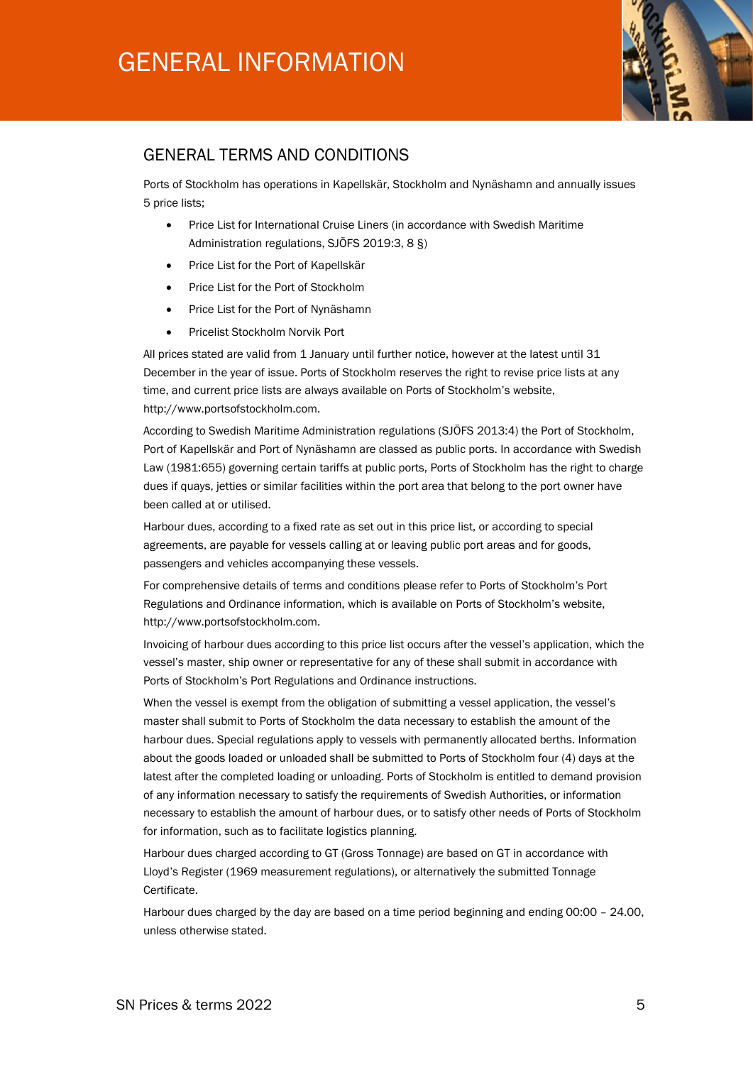# GENERAL INFORMATION

## GENERAL TERMS AND CONDITIONS

Ports of Stockholm has operations in Kapellskär, Stockholm and Nynäshamn and annually issues 5 price lists;

- Price List for International Cruise Liners (in accordance with Swedish Maritime Administration regulations, SJÖFS 2019:3, 8 §)
- Price List for the Port of Kapellskär
- Price List for the Port of Stockholm
- Price List for the Port of Nynäshamn
- Pricelist Stockholm Norvik Port

All prices stated are valid from 1 January until further notice, however at the latest until 31 December in the year of issue. Ports of Stockholm reserves the right to revise price lists at any time, and current price lists are always available on Ports of Stockholm's website, http://www.portsofstockholm.com.

According to Swedish Maritime Administration regulations (SJÖFS 2013:4) the Port of Stockholm, Port of Kapellskär and Port of Nynäshamn are classed as public ports. In accordance with Swedish Law (1981:655) governing certain tariffs at public ports, Ports of Stockholm has the right to charge dues if quays, jetties or similar facilities within the port area that belong to the port owner have been called at or utilised.

Harbour dues, according to a fixed rate as set out in this price list, or according to special agreements, are payable for vessels calling at or leaving public port areas and for goods, passengers and vehicles accompanying these vessels.

For comprehensive details of terms and conditions please refer to Ports of Stockholm's Port Regulations and Ordinance information, which is available on Ports of Stockholm's website, http://www.portsofstockholm.com.

Invoicing of harbour dues according to this price list occurs after the vessel's application, which the vessel's master, ship owner or representative for any of these shall submit in accordance with Ports of Stockholm's Port Regulations and Ordinance instructions.

When the vessel is exempt from the obligation of submitting a vessel application, the vessel's master shall submit to Ports of Stockholm the data necessary to establish the amount of the harbour dues. Special regulations apply to vessels with permanently allocated berths. Information about the goods loaded or unloaded shall be submitted to Ports of Stockholm four (4) days at the latest after the completed loading or unloading. Ports of Stockholm is entitled to demand provision of any information necessary to satisfy the requirements of Swedish Authorities, or information necessary to establish the amount of harbour dues, or to satisfy other needs of Ports of Stockholm for information, such as to facilitate logistics planning.

Harbour dues charged according to GT (Gross Tonnage) are based on GT in accordance with Lloyd's Register (1969 measurement regulations), or alternatively the submitted Tonnage Certificate.

Harbour dues charged by the day are based on a time period beginning and ending 00:00 – 24.00, unless otherwise stated.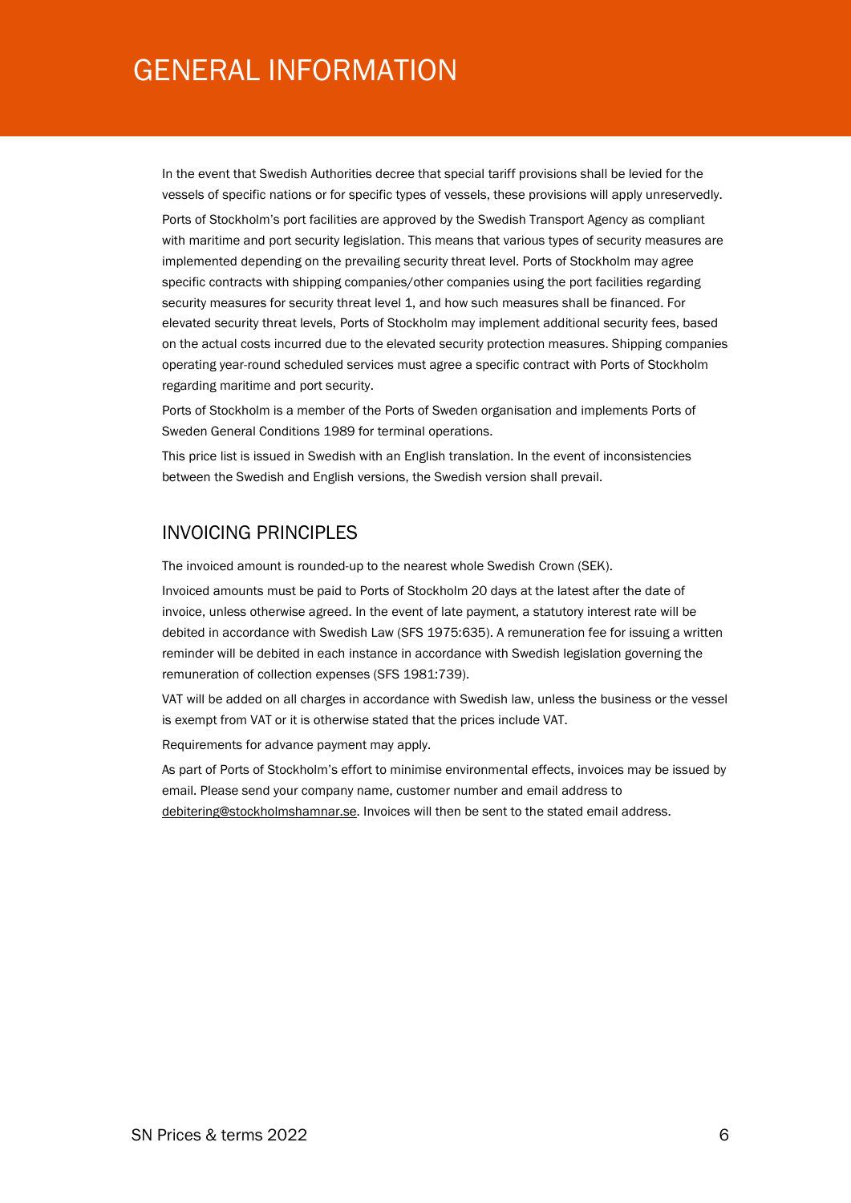# GENERAL INFORMATION

In the event that Swedish Authorities decree that special tariff provisions shall be levied for the vessels of specific nations or for specific types of vessels, these provisions will apply unreservedly.

Ports of Stockholm's port facilities are approved by the Swedish Transport Agency as compliant with maritime and port security legislation. This means that various types of security measures are implemented depending on the prevailing security threat level. Ports of Stockholm may agree specific contracts with shipping companies/other companies using the port facilities regarding security measures for security threat level 1, and how such measures shall be financed. For elevated security threat levels, Ports of Stockholm may implement additional security fees, based on the actual costs incurred due to the elevated security protection measures. Shipping companies operating year-round scheduled services must agree a specific contract with Ports of Stockholm regarding maritime and port security.

Ports of Stockholm is a member of the Ports of Sweden organisation and implements Ports of Sweden General Conditions 1989 for terminal operations.

This price list is issued in Swedish with an English translation. In the event of inconsistencies between the Swedish and English versions, the Swedish version shall prevail.

## INVOICING PRINCIPLES

The invoiced amount is rounded-up to the nearest whole Swedish Crown (SEK).

Invoiced amounts must be paid to Ports of Stockholm 20 days at the latest after the date of invoice, unless otherwise agreed. In the event of late payment, a statutory interest rate will be debited in accordance with Swedish Law (SFS 1975:635). A remuneration fee for issuing a written reminder will be debited in each instance in accordance with Swedish legislation governing the remuneration of collection expenses (SFS 1981:739).

VAT will be added on all charges in accordance with Swedish law, unless the business or the vessel is exempt from VAT or it is otherwise stated that the prices include VAT.

Requirements for advance payment may apply.

As part of Ports of Stockholm's effort to minimise environmental effects, invoices may be issued by email. Please send your company name, customer number and email address to debitering@stockholmshamnar.se. Invoices will then be sent to the stated email address.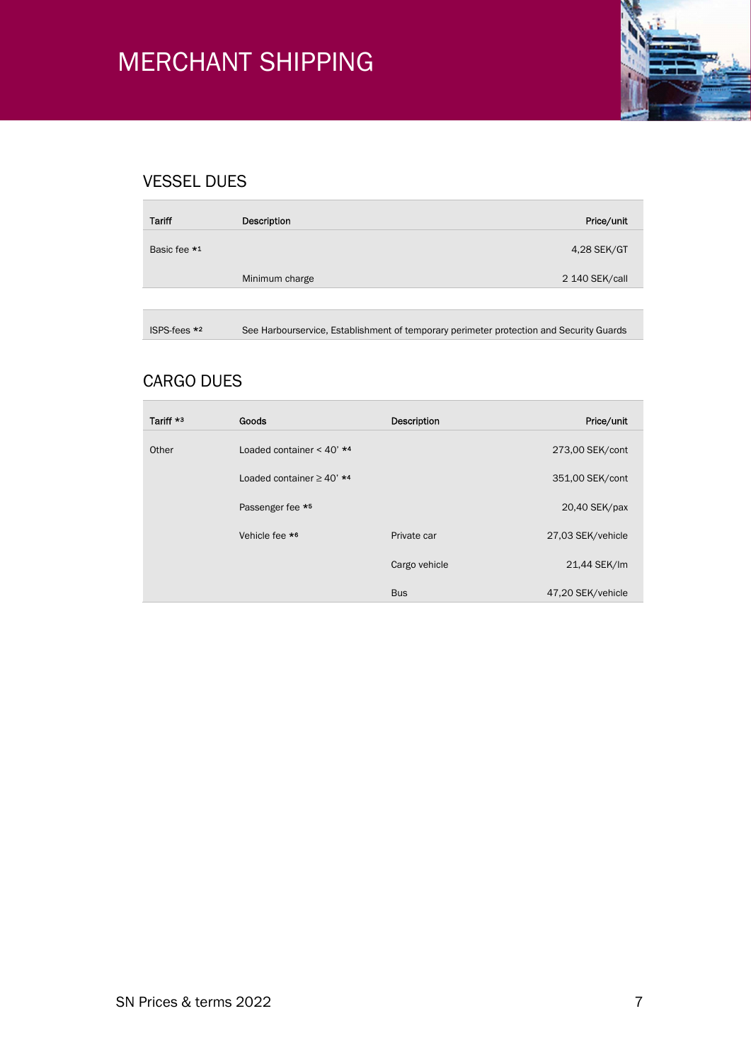# MERCHANT SHIPPING

## VESSEL DUES

| Tariff | Description | Price/unit |
|---|---|---|
| Basic fee *1 | | 4,28 SEK/GT |
| | Minimum charge | 2 140 SEK/call |

| ISPS-fees *2 | See Harbourservice, Establishment of temporary perimeter protection and Security Guards |
|---|---|

## CARGO DUES

| Tariff *3 | Goods | Description | Price/unit |
|---|---|---|---|
| Other | Loaded container < 40' *4 | | 273,00 SEK/cont |
| | Loaded container ≥ 40' *4 | | 351,00 SEK/cont |
| | Passenger fee *5 | | 20,40 SEK/pax |
| | Vehicle fee *6 | Private car | 27,03 SEK/vehicle |
| | | Cargo vehicle | 21,44 SEK/lm |
| | | Bus | 47,20 SEK/vehicle |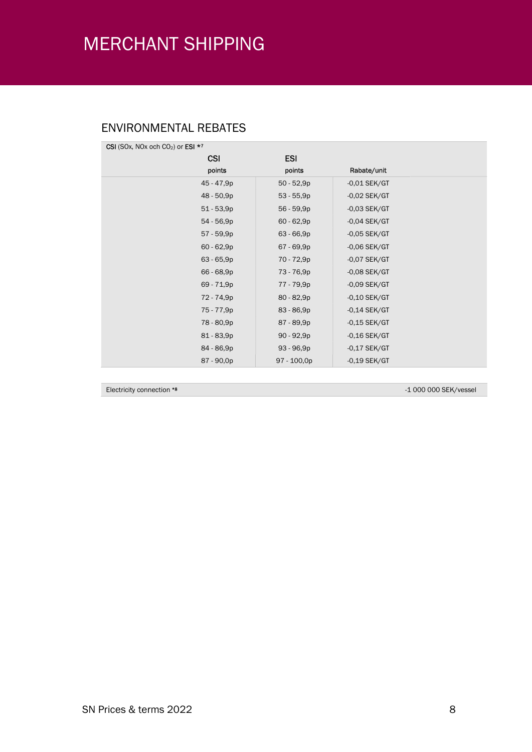# MERCHANT SHIPPING

## ENVIRONMENTAL RABATES

**CSI** (SOx, NOx och $CO_2$) or **ESI** *[7]

| CSI points | ESI points | Rabate/unit |
|---|---|---|
| 45 - 47,9p | 50 - 52,9p | -0,01 SEK/GT |
| 48 - 50,9p | 53 - 55,9p | -0,02 SEK/GT |
| 51 - 53,9p | 56 - 59,9p | -0,03 SEK/GT |
| 54 - 56,9p | 60 - 62,9p | -0,04 SEK/GT |
| 57 - 59,9p | 63 - 66,9p | -0,05 SEK/GT |
| 60 - 62,9p | 67 - 69,9p | -0,06 SEK/GT |
| 63 - 65,9p | 70 - 72,9p | -0,07 SEK/GT |
| 66 - 68,9p | 73 - 76,9p | -0,08 SEK/GT |
| 69 - 71,9p | 77 - 79,9p | -0,09 SEK/GT |
| 72 - 74,9p | 80 - 82,9p | -0,10 SEK/GT |
| 75 - 77,9p | 83 - 86,9p | -0,14 SEK/GT |
| 78 - 80,9p | 87 - 89,9p | -0,15 SEK/GT |
| 81 - 83,9p | 90 - 92,9p | -0,16 SEK/GT |
| 84 - 86,9p | 93 - 96,9p | -0,17 SEK/GT |
| 87 - 90,0p | 97 - 100,0p | -0,19 SEK/GT |

| Electricity connection *[8] | -1 000 000 SEK/vessel |
|---|---|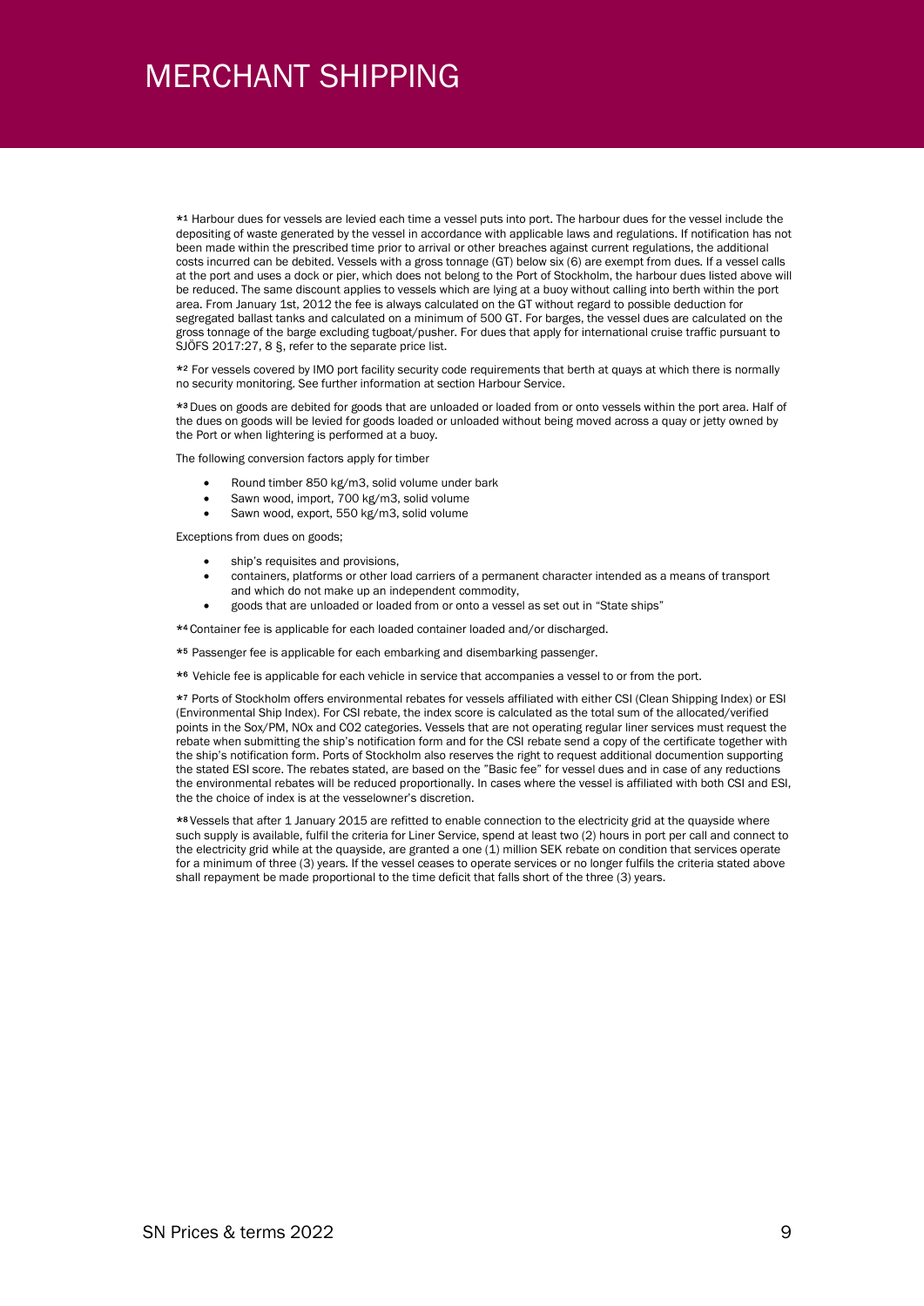# MERCHANT SHIPPING

*[1] Harbour dues for vessels are levied each time a vessel puts into port. The harbour dues for the vessel include the depositing of waste generated by the vessel in accordance with applicable laws and regulations. If notification has not been made within the prescribed time prior to arrival or other breaches against current regulations, the additional costs incurred can be debited. Vessels with a gross tonnage (GT) below six (6) are exempt from dues. If a vessel calls at the port and uses a dock or pier, which does not belong to the Port of Stockholm, the harbour dues listed above will be reduced. The same discount applies to vessels which are lying at a buoy without calling into berth within the port area. From January 1st, 2012 the fee is always calculated on the GT without regard to possible deduction for segregated ballast tanks and calculated on a minimum of 500 GT. For barges, the vessel dues are calculated on the gross tonnage of the barge excluding tugboat/pusher. For dues that apply for international cruise traffic pursuant to SJÖFS 2017:27, 8 §, refer to the separate price list.

*[2] For vessels covered by IMO port facility security code requirements that berth at quays at which there is normally no security monitoring. See further information at section Harbour Service.

*[3] Dues on goods are debited for goods that are unloaded or loaded from or onto vessels within the port area. Half of the dues on goods will be levied for goods loaded or unloaded without being moved across a quay or jetty owned by the Port or when lightering is performed at a buoy.

The following conversion factors apply for timber

- Round timber 850 kg/m3, solid volume under bark
- Sawn wood, import, 700 kg/m3, solid volume
- Sawn wood, export, 550 kg/m3, solid volume

Exceptions from dues on goods;

- ship's requisites and provisions,
- containers, platforms or other load carriers of a permanent character intended as a means of transport and which do not make up an independent commodity,
- goods that are unloaded or loaded from or onto a vessel as set out in "State ships"

*[4] Container fee is applicable for each loaded container loaded and/or discharged.

*[5] Passenger fee is applicable for each embarking and disembarking passenger.

*[6] Vehicle fee is applicable for each vehicle in service that accompanies a vessel to or from the port.

*[7] Ports of Stockholm offers environmental rebates for vessels affiliated with either CSI (Clean Shipping Index) or ESI (Environmental Ship Index). For CSI rebate, the index score is calculated as the total sum of the allocated/verified points in the Sox/PM, NOx and CO2 categories. Vessels that are not operating regular liner services must request the rebate when submitting the ship's notification form and for the CSI rebate send a copy of the certificate together with the ship's notification form. Ports of Stockholm also reserves the right to request additional documention supporting the stated ESI score. The rebates stated, are based on the "Basic fee" for vessel dues and in case of any reductions the environmental rebates will be reduced proportionally. In cases where the vessel is affiliated with both CSI and ESI, the the choice of index is at the vesselowner's discretion.

*[8] Vessels that after 1 January 2015 are refitted to enable connection to the electricity grid at the quayside where such supply is available, fulfil the criteria for Liner Service, spend at least two (2) hours in port per call and connect to the electricity grid while at the quayside, are granted a one (1) million SEK rebate on condition that services operate for a minimum of three (3) years. If the vessel ceases to operate services or no longer fulfils the criteria stated above shall repayment be made proportional to the time deficit that falls short of the three (3) years.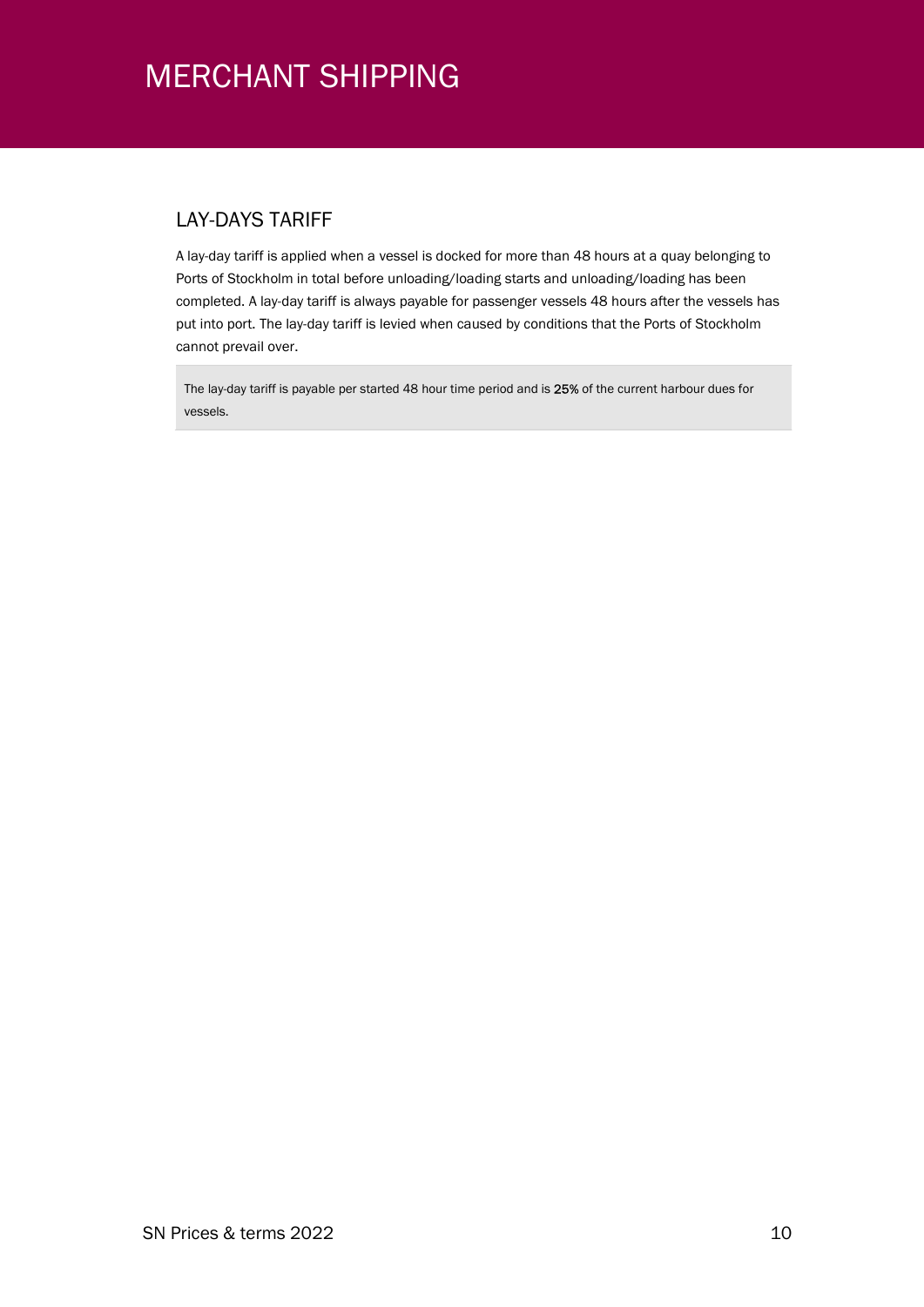# MERCHANT SHIPPING

## LAY-DAYS TARIFF

A lay-day tariff is applied when a vessel is docked for more than 48 hours at a quay belonging to Ports of Stockholm in total before unloading/loading starts and unloading/loading has been completed. A lay-day tariff is always payable for passenger vessels 48 hours after the vessels has put into port. The lay-day tariff is levied when caused by conditions that the Ports of Stockholm cannot prevail over.

The lay-day tariff is payable per started 48 hour time period and is 25% of the current harbour dues for vessels.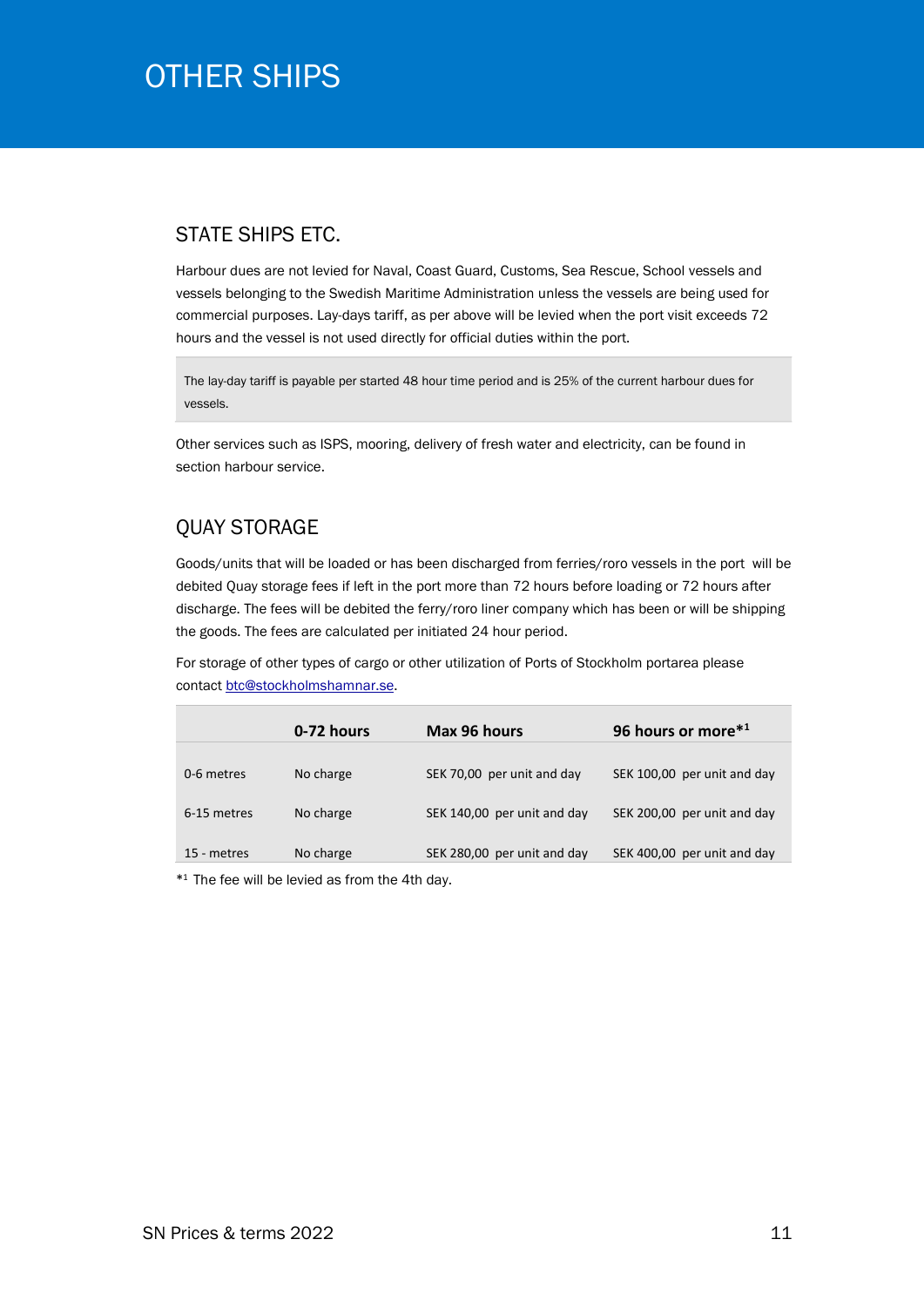# OTHER SHIPS

## STATE SHIPS ETC.

Harbour dues are not levied for Naval, Coast Guard, Customs, Sea Rescue, School vessels and vessels belonging to the Swedish Maritime Administration unless the vessels are being used for commercial purposes. Lay-days tariff, as per above will be levied when the port visit exceeds 72 hours and the vessel is not used directly for official duties within the port.

> The lay-day tariff is payable per started 48 hour time period and is 25% of the current harbour dues for vessels.

Other services such as ISPS, mooring, delivery of fresh water and electricity, can be found in section harbour service.

## QUAY STORAGE

Goods/units that will be loaded or has been discharged from ferries/roro vessels in the port will be debited Quay storage fees if left in the port more than 72 hours before loading or 72 hours after discharge. The fees will be debited the ferry/roro liner company which has been or will be shipping the goods. The fees are calculated per initiated 24 hour period.

For storage of other types of cargo or other utilization of Ports of Stockholm portarea please contact btc@stockholmshamnar.se.

| | 0-72 hours | Max 96 hours | 96 hours or more*[1] |
|---|---|---|---|
| 0-6 metres | No charge | SEK 70,00 per unit and day | SEK 100,00 per unit and day |
| 6-15 metres | No charge | SEK 140,00 per unit and day | SEK 200,00 per unit and day |
| 15 - metres | No charge | SEK 280,00 per unit and day | SEK 400,00 per unit and day |

*[1] The fee will be levied as from the 4th day.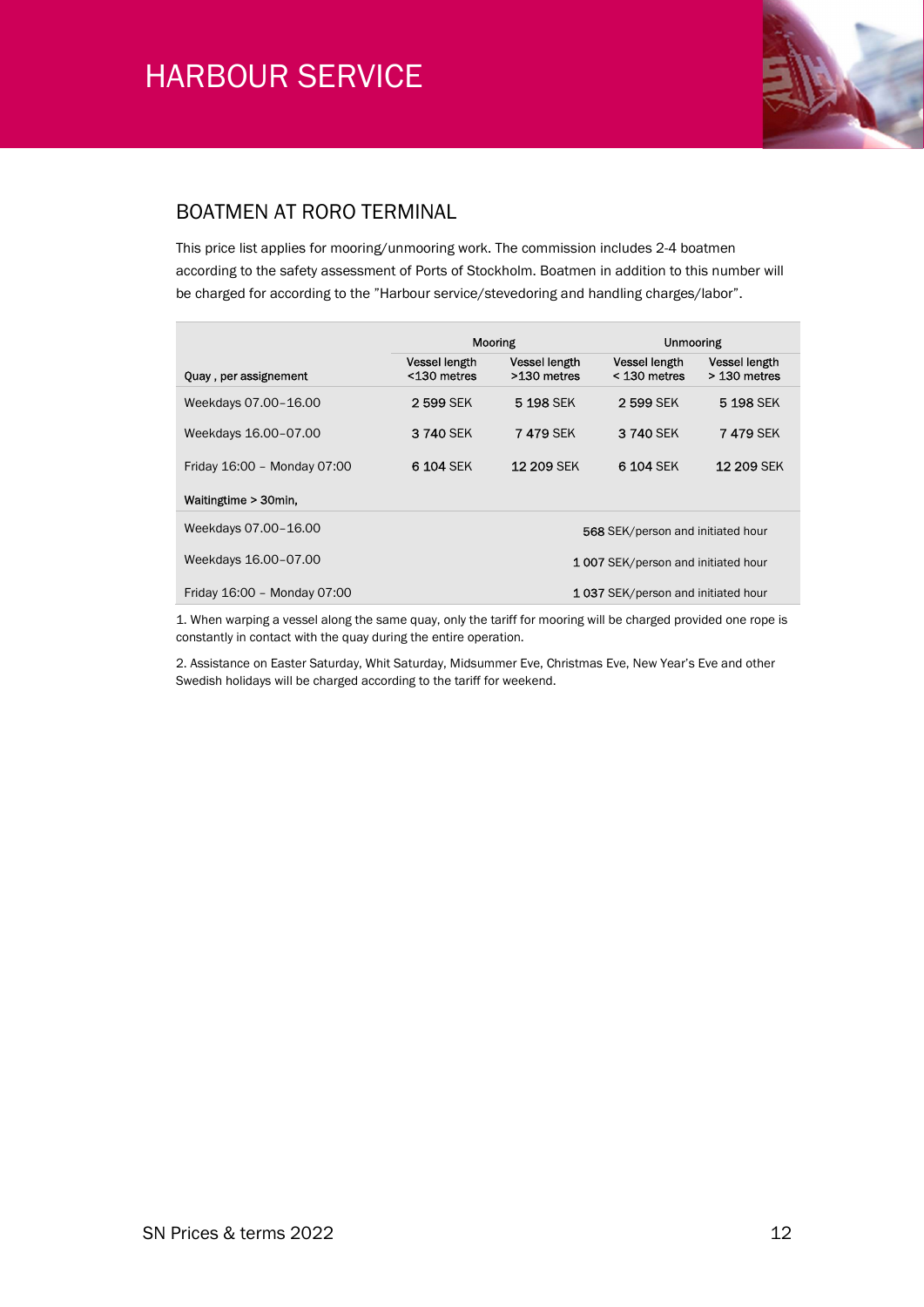# HARBOUR SERVICE

## BOATMEN AT RORO TERMINAL

This price list applies for mooring/unmooring work. The commission includes 2-4 boatmen according to the safety assessment of Ports of Stockholm. Boatmen in addition to this number will be charged for according to the ”Harbour service/stevedoring and handling charges/labor”.

| | Mooring | | Unmooring | |
|---|---|---|---|---|
| **Quay , per assignement** | Vessel length <130 metres | Vessel length >130 metres | Vessel length < 130 metres | Vessel length > 130 metres |
| Weekdays 07.00–16.00 | 2 599 SEK | 5 198 SEK | 2 599 SEK | 5 198 SEK |
| Weekdays 16.00–07.00 | 3 740 SEK | 7 479 SEK | 3 740 SEK | 7 479 SEK |
| Friday 16:00 – Monday 07:00 | 6 104 SEK | 12 209 SEK | 6 104 SEK | 12 209 SEK |
| **Waitingtime > 30min,** | | | | |
| Weekdays 07.00–16.00 | | | 568 SEK/person and initiated hour | |
| Weekdays 16.00–07.00 | | | 1 007 SEK/person and initiated hour | |
| Friday 16:00 – Monday 07:00 | | | 1 037 SEK/person and initiated hour | |

1. When warping a vessel along the same quay, only the tariff for mooring will be charged provided one rope is constantly in contact with the quay during the entire operation.

2. Assistance on Easter Saturday, Whit Saturday, Midsummer Eve, Christmas Eve, New Year’s Eve and other Swedish holidays will be charged according to the tariff for weekend.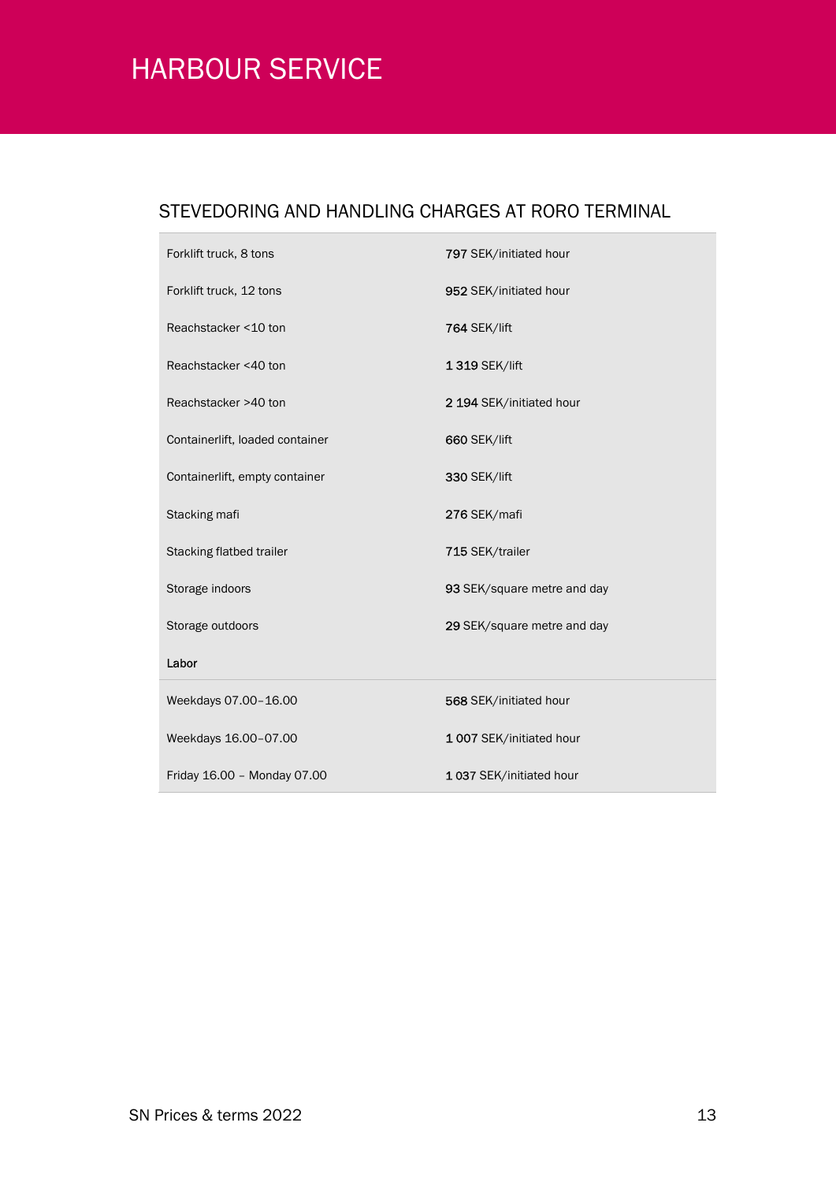# HARBOUR SERVICE

## STEVEDORING AND HANDLING CHARGES AT RORO TERMINAL

| | |
|---|---|
| Forklift truck, 8 tons | 797 SEK/initiated hour |
| Forklift truck, 12 tons | 952 SEK/initiated hour |
| Reachstacker <10 ton | 764 SEK/lift |
| Reachstacker <40 ton | 1 319 SEK/lift |
| Reachstacker >40 ton | 2 194 SEK/initiated hour |
| Containerlift, loaded container | 660 SEK/lift |
| Containerlift, empty container | 330 SEK/lift |
| Stacking mafi | 276 SEK/mafi |
| Stacking flatbed trailer | 715 SEK/trailer |
| Storage indoors | 93 SEK/square metre and day |
| Storage outdoors | 29 SEK/square metre and day |
| **Labor** | |
| Weekdays 07.00–16.00 | 568 SEK/initiated hour |
| Weekdays 16.00–07.00 | 1 007 SEK/initiated hour |
| Friday 16.00 – Monday 07.00 | 1 037 SEK/initiated hour |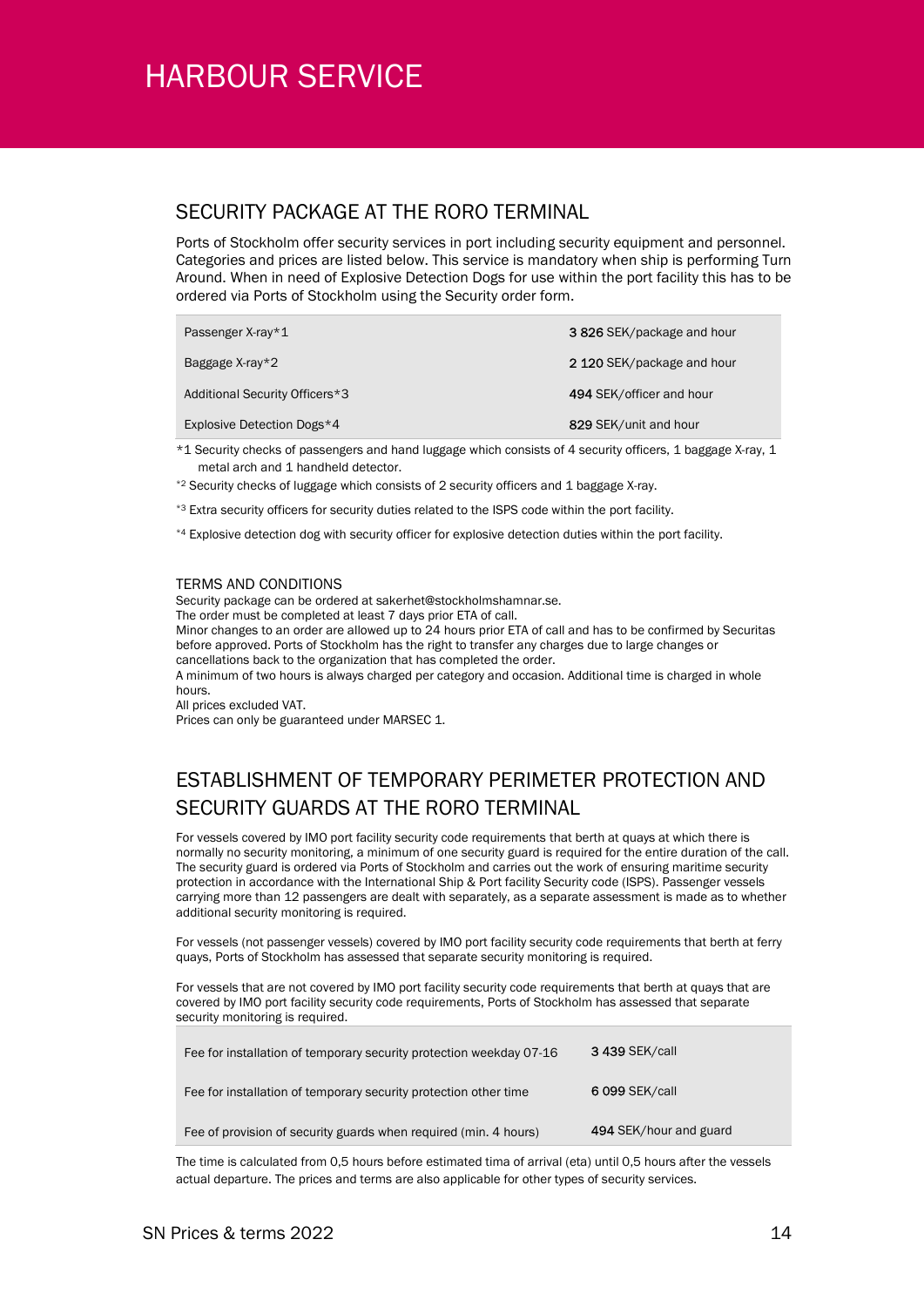# HARBOUR SERVICE

## SECURITY PACKAGE AT THE RORO TERMINAL

Ports of Stockholm offer security services in port including security equipment and personnel. Categories and prices are listed below. This service is mandatory when ship is performing Turn Around. When in need of Explosive Detection Dogs for use within the port facility this has to be ordered via Ports of Stockholm using the Security order form.

| | |
|---|---|
| Passenger X-ray*1 | **3 826** SEK/package and hour |
| Baggage X-ray*2 | **2 120** SEK/package and hour |
| Additional Security Officers*3 | **494** SEK/officer and hour |
| Explosive Detection Dogs*4 | **829** SEK/unit and hour |

*1 Security checks of passengers and hand luggage which consists of 4 security officers, 1 baggage X-ray, 1 metal arch and 1 handheld detector.

*2 Security checks of luggage which consists of 2 security officers and 1 baggage X-ray.

*3 Extra security officers for security duties related to the ISPS code within the port facility.

*4 Explosive detection dog with security officer for explosive detection duties within the port facility.

### TERMS AND CONDITIONS

Security package can be ordered at sakerhet@stockholmshamnar.se.
The order must be completed at least 7 days prior ETA of call.
Minor changes to an order are allowed up to 24 hours prior ETA of call and has to be confirmed by Securitas before approved. Ports of Stockholm has the right to transfer any charges due to large changes or cancellations back to the organization that has completed the order.
A minimum of two hours is always charged per category and occasion. Additional time is charged in whole hours.
All prices excluded VAT.
Prices can only be guaranteed under MARSEC 1.

## ESTABLISHMENT OF TEMPORARY PERIMETER PROTECTION AND SECURITY GUARDS AT THE RORO TERMINAL

For vessels covered by IMO port facility security code requirements that berth at quays at which there is normally no security monitoring, a minimum of one security guard is required for the entire duration of the call. The security guard is ordered via Ports of Stockholm and carries out the work of ensuring maritime security protection in accordance with the International Ship & Port facility Security code (ISPS). Passenger vessels carrying more than 12 passengers are dealt with separately, as a separate assessment is made as to whether additional security monitoring is required.

For vessels (not passenger vessels) covered by IMO port facility security code requirements that berth at ferry quays, Ports of Stockholm has assessed that separate security monitoring is required.

For vessels that are not covered by IMO port facility security code requirements that berth at quays that are covered by IMO port facility security code requirements, Ports of Stockholm has assessed that separate security monitoring is required.

| | |
|---|---|
| Fee for installation of temporary security protection weekday 07-16 | **3 439** SEK/call |
| Fee for installation of temporary security protection other time | **6 099** SEK/call |
| Fee of provision of security guards when required (min. 4 hours) | **494** SEK/hour and guard |

The time is calculated from 0,5 hours before estimated tima of arrival (eta) until 0,5 hours after the vessels actual departure. The prices and terms are also applicable for other types of security services.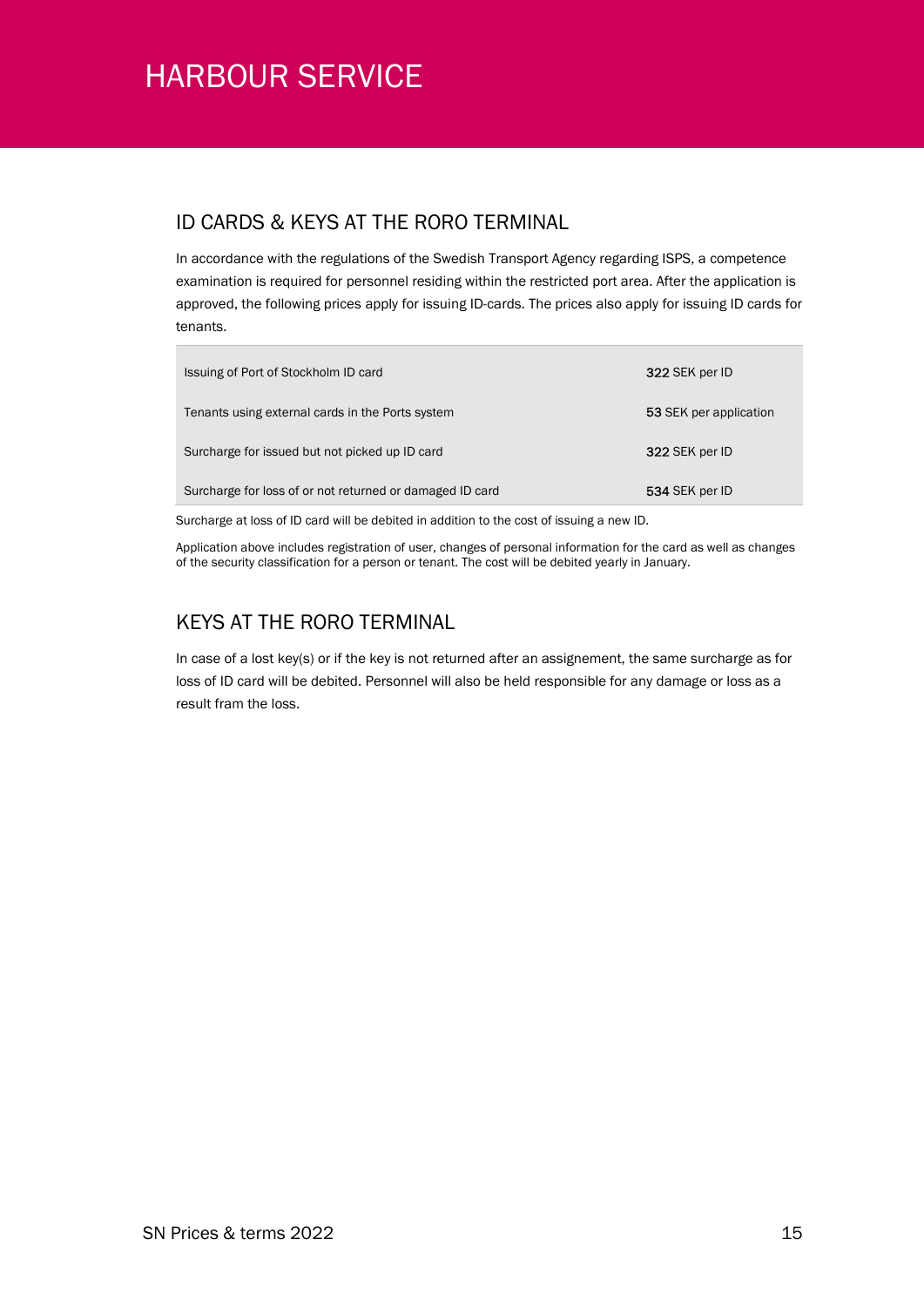# HARBOUR SERVICE

## ID CARDS & KEYS AT THE RORO TERMINAL

In accordance with the regulations of the Swedish Transport Agency regarding ISPS, a competence examination is required for personnel residing within the restricted port area. After the application is approved, the following prices apply for issuing ID-cards. The prices also apply for issuing ID cards for tenants.

| | |
|---|---|
| Issuing of Port of Stockholm ID card | **322** SEK per ID |
| Tenants using external cards in the Ports system | **53** SEK per application |
| Surcharge for issued but not picked up ID card | **322** SEK per ID |
| Surcharge for loss of or not returned or damaged ID card | **534** SEK per ID |

Surcharge at loss of ID card will be debited in addition to the cost of issuing a new ID.

Application above includes registration of user, changes of personal information for the card as well as changes of the security classification for a person or tenant. The cost will be debited yearly in January.

## KEYS AT THE RORO TERMINAL

In case of a lost key(s) or if the key is not returned after an assignement, the same surcharge as for loss of ID card will be debited. Personnel will also be held responsible for any damage or loss as a result fram the loss.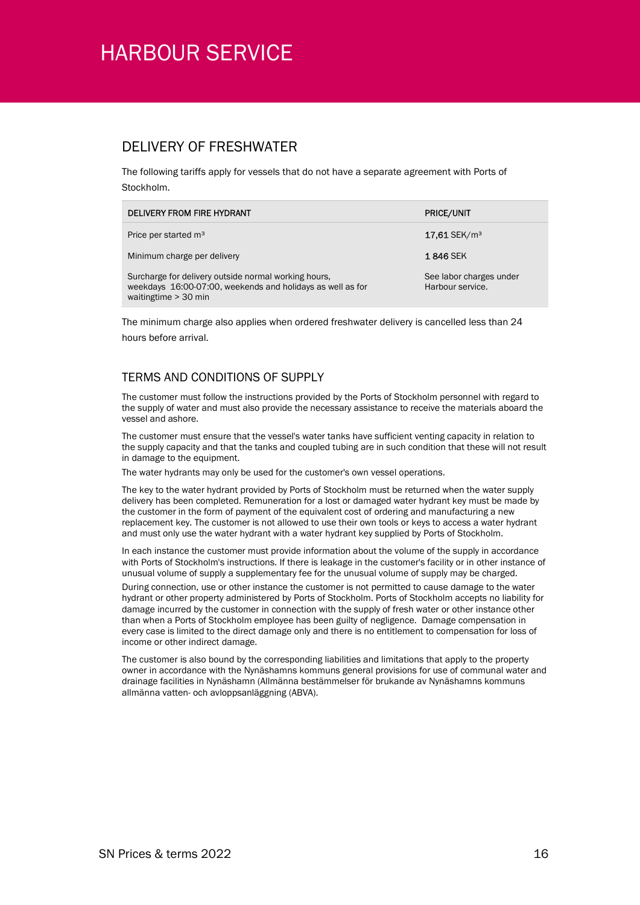# HARBOUR SERVICE

## DELIVERY OF FRESHWATER

The following tariffs apply for vessels that do not have a separate agreement with Ports of Stockholm.

| DELIVERY FROM FIRE HYDRANT | PRICE/UNIT |
|---|---|
| Price per started m³ | 17,61 SEK/m³ |
| Minimum charge per delivery | 1 846 SEK |
| Surcharge for delivery outside normal working hours, weekdays 16:00-07:00, weekends and holidays as well as for waitingtime > 30 min | See labor charges under Harbour service. |

The minimum charge also applies when ordered freshwater delivery is cancelled less than 24 hours before arrival.

## TERMS AND CONDITIONS OF SUPPLY

The customer must follow the instructions provided by the Ports of Stockholm personnel with regard to the supply of water and must also provide the necessary assistance to receive the materials aboard the vessel and ashore.

The customer must ensure that the vessel's water tanks have sufficient venting capacity in relation to the supply capacity and that the tanks and coupled tubing are in such condition that these will not result in damage to the equipment.

The water hydrants may only be used for the customer's own vessel operations.

The key to the water hydrant provided by Ports of Stockholm must be returned when the water supply delivery has been completed. Remuneration for a lost or damaged water hydrant key must be made by the customer in the form of payment of the equivalent cost of ordering and manufacturing a new replacement key. The customer is not allowed to use their own tools or keys to access a water hydrant and must only use the water hydrant with a water hydrant key supplied by Ports of Stockholm.

In each instance the customer must provide information about the volume of the supply in accordance with Ports of Stockholm's instructions. If there is leakage in the customer's facility or in other instance of unusual volume of supply a supplementary fee for the unusual volume of supply may be charged.

During connection, use or other instance the customer is not permitted to cause damage to the water hydrant or other property administered by Ports of Stockholm. Ports of Stockholm accepts no liability for damage incurred by the customer in connection with the supply of fresh water or other instance other than when a Ports of Stockholm employee has been guilty of negligence. Damage compensation in every case is limited to the direct damage only and there is no entitlement to compensation for loss of income or other indirect damage.

The customer is also bound by the corresponding liabilities and limitations that apply to the property owner in accordance with the Nynäshamns kommuns general provisions for use of communal water and drainage facilities in Nynäshamn (Allmänna bestämmelser för brukande av Nynäshamns kommuns allmänna vatten- och avloppsanläggning (ABVA).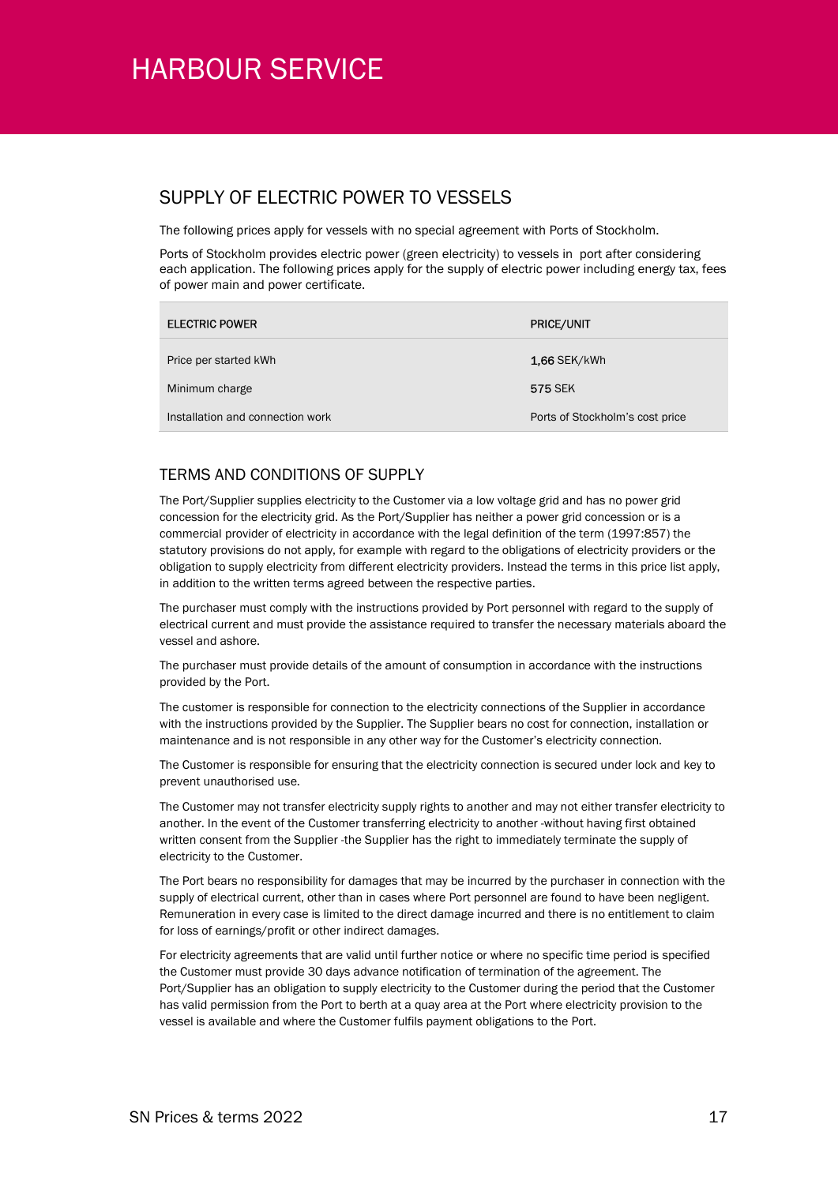# HARBOUR SERVICE

## SUPPLY OF ELECTRIC POWER TO VESSELS

The following prices apply for vessels with no special agreement with Ports of Stockholm.

Ports of Stockholm provides electric power (green electricity) to vessels in port after considering each application. The following prices apply for the supply of electric power including energy tax, fees of power main and power certificate.

| ELECTRIC POWER | PRICE/UNIT |
|---|---|
| Price per started kWh | 1,66 SEK/kWh |
| Minimum charge | 575 SEK |
| Installation and connection work | Ports of Stockholm's cost price |

## TERMS AND CONDITIONS OF SUPPLY

The Port/Supplier supplies electricity to the Customer via a low voltage grid and has no power grid concession for the electricity grid. As the Port/Supplier has neither a power grid concession or is a commercial provider of electricity in accordance with the legal definition of the term (1997:857) the statutory provisions do not apply, for example with regard to the obligations of electricity providers or the obligation to supply electricity from different electricity providers. Instead the terms in this price list apply, in addition to the written terms agreed between the respective parties.

The purchaser must comply with the instructions provided by Port personnel with regard to the supply of electrical current and must provide the assistance required to transfer the necessary materials aboard the vessel and ashore.

The purchaser must provide details of the amount of consumption in accordance with the instructions provided by the Port.

The customer is responsible for connection to the electricity connections of the Supplier in accordance with the instructions provided by the Supplier. The Supplier bears no cost for connection, installation or maintenance and is not responsible in any other way for the Customer's electricity connection.

The Customer is responsible for ensuring that the electricity connection is secured under lock and key to prevent unauthorised use.

The Customer may not transfer electricity supply rights to another and may not either transfer electricity to another. In the event of the Customer transferring electricity to another -without having first obtained written consent from the Supplier -the Supplier has the right to immediately terminate the supply of electricity to the Customer.

The Port bears no responsibility for damages that may be incurred by the purchaser in connection with the supply of electrical current, other than in cases where Port personnel are found to have been negligent. Remuneration in every case is limited to the direct damage incurred and there is no entitlement to claim for loss of earnings/profit or other indirect damages.

For electricity agreements that are valid until further notice or where no specific time period is specified the Customer must provide 30 days advance notification of termination of the agreement. The Port/Supplier has an obligation to supply electricity to the Customer during the period that the Customer has valid permission from the Port to berth at a quay area at the Port where electricity provision to the vessel is available and where the Customer fulfils payment obligations to the Port.